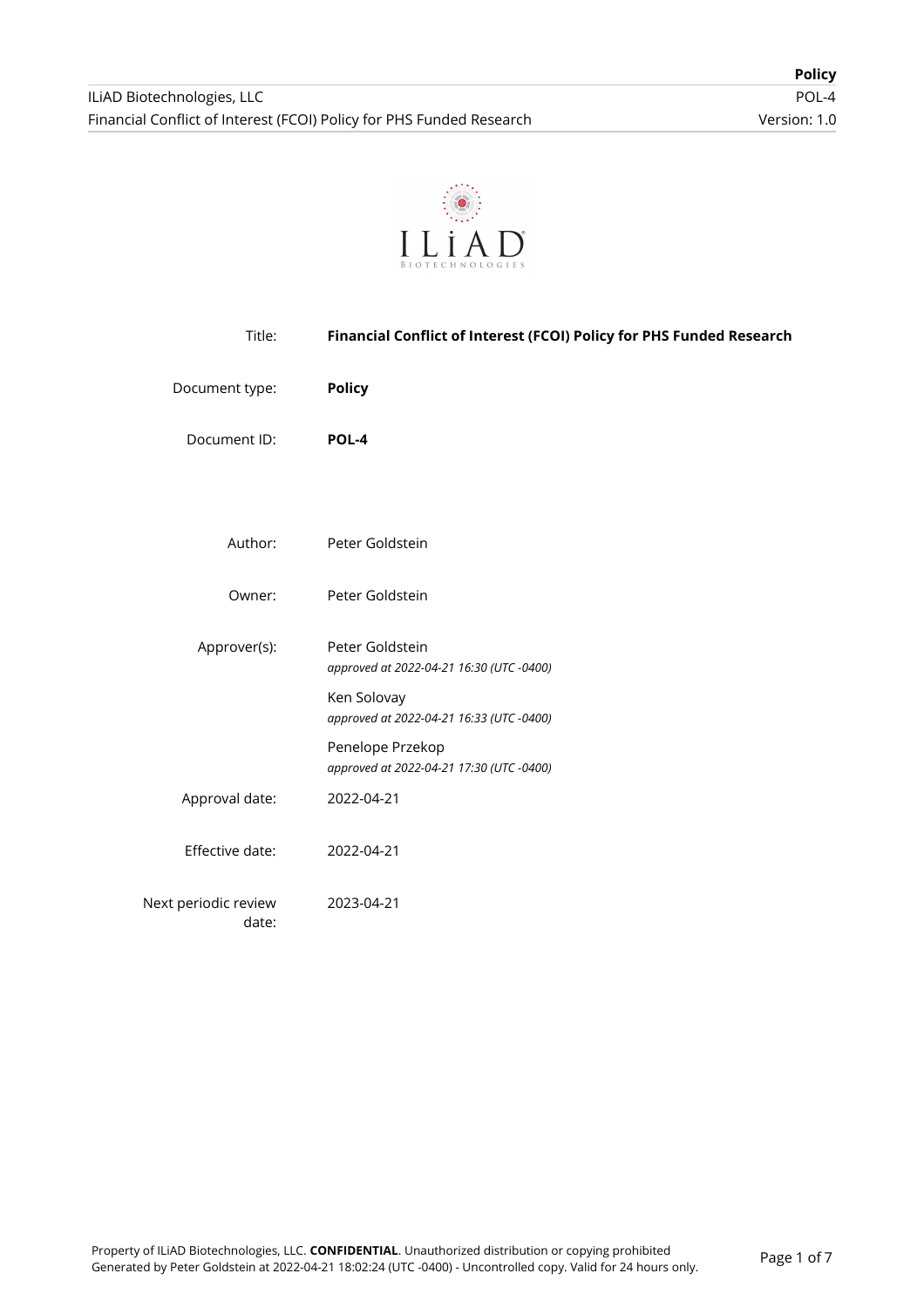| | |
|---|---|
| Title: | **Financial Conflict of Interest (FCOI) Policy for PHS Funded Research** |
| Document type: | **Policy** |
| Document ID: | **POL-4** |
| Author: | Peter Goldstein |
| Owner: | Peter Goldstein |
| Approver(s): | Peter Goldstein<br>*approved at 2022-04-21 16:30 (UTC -0400)*<br>Ken Solovay<br>*approved at 2022-04-21 16:33 (UTC -0400)*<br>Penelope Przekop<br>*approved at 2022-04-21 17:30 (UTC -0400)* |
| Approval date: | 2022-04-21 |
| Effective date: | 2022-04-21 |
| Next periodic review date: | 2023-04-21 |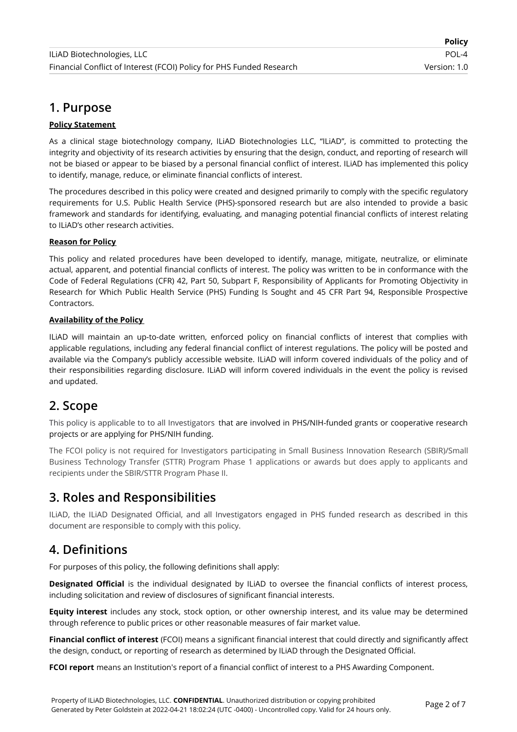## 1. Purpose

**Policy Statement**

As a clinical stage biotechnology company, ILiAD Biotechnologies LLC, "ILiAD", is committed to protecting the integrity and objectivity of its research activities by ensuring that the design, conduct, and reporting of research will not be biased or appear to be biased by a personal financial conflict of interest. ILiAD has implemented this policy to identify, manage, reduce, or eliminate financial conflicts of interest.

The procedures described in this policy were created and designed primarily to comply with the specific regulatory requirements for U.S. Public Health Service (PHS)-sponsored research but are also intended to provide a basic framework and standards for identifying, evaluating, and managing potential financial conflicts of interest relating to ILiAD's other research activities.

**Reason for Policy**

This policy and related procedures have been developed to identify, manage, mitigate, neutralize, or eliminate actual, apparent, and potential financial conflicts of interest. The policy was written to be in conformance with the Code of Federal Regulations (CFR) 42, Part 50, Subpart F, Responsibility of Applicants for Promoting Objectivity in Research for Which Public Health Service (PHS) Funding Is Sought and 45 CFR Part 94, Responsible Prospective Contractors.

**Availability of the Policy**

ILiAD will maintain an up-to-date written, enforced policy on financial conflicts of interest that complies with applicable regulations, including any federal financial conflict of interest regulations. The policy will be posted and available via the Company's publicly accessible website. ILiAD will inform covered individuals of the policy and of their responsibilities regarding disclosure. ILiAD will inform covered individuals in the event the policy is revised and updated.

## 2. Scope

This policy is applicable to to all Investigators that are involved in PHS/NIH-funded grants or cooperative research projects or are applying for PHS/NIH funding.

The FCOI policy is not required for Investigators participating in Small Business Innovation Research (SBIR)/Small Business Technology Transfer (STTR) Program Phase 1 applications or awards but does apply to applicants and recipients under the SBIR/STTR Program Phase II.

## 3. Roles and Responsibilities

ILiAD, the ILiAD Designated Official, and all Investigators engaged in PHS funded research as described in this document are responsible to comply with this policy.

## 4. Definitions

For purposes of this policy, the following definitions shall apply:

**Designated Official** is the individual designated by ILiAD to oversee the financial conflicts of interest process, including solicitation and review of disclosures of significant financial interests.

**Equity interest** includes any stock, stock option, or other ownership interest, and its value may be determined through reference to public prices or other reasonable measures of fair market value.

**Financial conflict of interest** (FCOI) means a significant financial interest that could directly and significantly affect the design, conduct, or reporting of research as determined by ILiAD through the Designated Official.

**FCOI report** means an Institution's report of a financial conflict of interest to a PHS Awarding Component.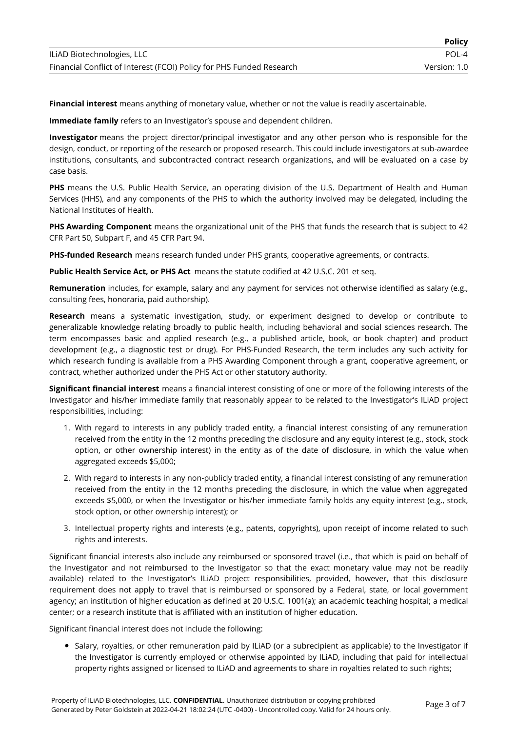**Financial interest** means anything of monetary value, whether or not the value is readily ascertainable.

**Immediate family** refers to an Investigator's spouse and dependent children.

**Investigator** means the project director/principal investigator and any other person who is responsible for the design, conduct, or reporting of the research or proposed research. This could include investigators at sub-awardee institutions, consultants, and subcontracted contract research organizations, and will be evaluated on a case by case basis.

**PHS** means the U.S. Public Health Service, an operating division of the U.S. Department of Health and Human Services (HHS), and any components of the PHS to which the authority involved may be delegated, including the National Institutes of Health.

**PHS Awarding Component** means the organizational unit of the PHS that funds the research that is subject to 42 CFR Part 50, Subpart F, and 45 CFR Part 94.

**PHS-funded Research** means research funded under PHS grants, cooperative agreements, or contracts.

**Public Health Service Act, or PHS Act** means the statute codified at 42 U.S.C. 201 et seq.

**Remuneration** includes, for example, salary and any payment for services not otherwise identified as salary (e.g., consulting fees, honoraria, paid authorship).

**Research** means a systematic investigation, study, or experiment designed to develop or contribute to generalizable knowledge relating broadly to public health, including behavioral and social sciences research. The term encompasses basic and applied research (e.g., a published article, book, or book chapter) and product development (e.g., a diagnostic test or drug). For PHS-Funded Research, the term includes any such activity for which research funding is available from a PHS Awarding Component through a grant, cooperative agreement, or contract, whether authorized under the PHS Act or other statutory authority.

**Significant financial interest** means a financial interest consisting of one or more of the following interests of the Investigator and his/her immediate family that reasonably appear to be related to the Investigator's ILiAD project responsibilities, including:

1. With regard to interests in any publicly traded entity, a financial interest consisting of any remuneration received from the entity in the 12 months preceding the disclosure and any equity interest (e.g., stock, stock option, or other ownership interest) in the entity as of the date of disclosure, in which the value when aggregated exceeds $5,000;
2. With regard to interests in any non-publicly traded entity, a financial interest consisting of any remuneration received from the entity in the 12 months preceding the disclosure, in which the value when aggregated exceeds $5,000, or when the Investigator or his/her immediate family holds any equity interest (e.g., stock, stock option, or other ownership interest); or
3. Intellectual property rights and interests (e.g., patents, copyrights), upon receipt of income related to such rights and interests.

Significant financial interests also include any reimbursed or sponsored travel (i.e., that which is paid on behalf of the Investigator and not reimbursed to the Investigator so that the exact monetary value may not be readily available) related to the Investigator's ILiAD project responsibilities, provided, however, that this disclosure requirement does not apply to travel that is reimbursed or sponsored by a Federal, state, or local government agency; an institution of higher education as defined at 20 U.S.C. 1001(a); an academic teaching hospital; a medical center; or a research institute that is affiliated with an institution of higher education.

Significant financial interest does not include the following:

- Salary, royalties, or other remuneration paid by ILiAD (or a subrecipient as applicable) to the Investigator if the Investigator is currently employed or otherwise appointed by ILiAD, including that paid for intellectual property rights assigned or licensed to ILiAD and agreements to share in royalties related to such rights;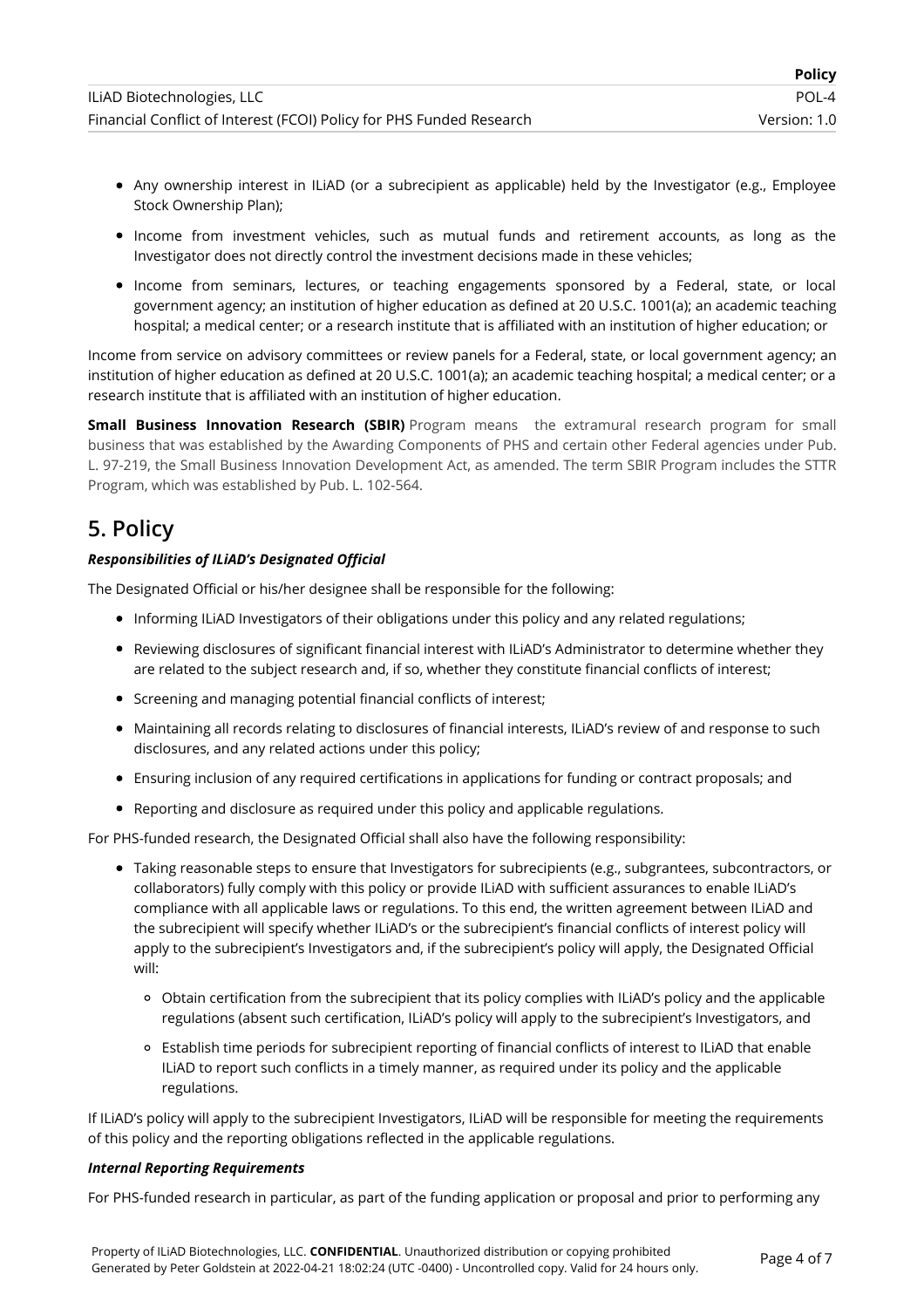- Any ownership interest in ILiAD (or a subrecipient as applicable) held by the Investigator (e.g., Employee Stock Ownership Plan);
- Income from investment vehicles, such as mutual funds and retirement accounts, as long as the Investigator does not directly control the investment decisions made in these vehicles;
- Income from seminars, lectures, or teaching engagements sponsored by a Federal, state, or local government agency; an institution of higher education as defined at 20 U.S.C. 1001(a); an academic teaching hospital; a medical center; or a research institute that is affiliated with an institution of higher education; or

Income from service on advisory committees or review panels for a Federal, state, or local government agency; an institution of higher education as defined at 20 U.S.C. 1001(a); an academic teaching hospital; a medical center; or a research institute that is affiliated with an institution of higher education.

**Small Business Innovation Research (SBIR)** Program means the extramural research program for small business that was established by the Awarding Components of PHS and certain other Federal agencies under Pub. L. 97-219, the Small Business Innovation Development Act, as amended. The term SBIR Program includes the STTR Program, which was established by Pub. L. 102-564.

## 5. Policy

***Responsibilities of ILiAD's Designated Official***

The Designated Official or his/her designee shall be responsible for the following:

- Informing ILiAD Investigators of their obligations under this policy and any related regulations;
- Reviewing disclosures of significant financial interest with ILiAD's Administrator to determine whether they are related to the subject research and, if so, whether they constitute financial conflicts of interest;
- Screening and managing potential financial conflicts of interest;
- Maintaining all records relating to disclosures of financial interests, ILiAD's review of and response to such disclosures, and any related actions under this policy;
- Ensuring inclusion of any required certifications in applications for funding or contract proposals; and
- Reporting and disclosure as required under this policy and applicable regulations.

For PHS-funded research, the Designated Official shall also have the following responsibility:

- Taking reasonable steps to ensure that Investigators for subrecipients (e.g., subgrantees, subcontractors, or collaborators) fully comply with this policy or provide ILiAD with sufficient assurances to enable ILiAD's compliance with all applicable laws or regulations. To this end, the written agreement between ILiAD and the subrecipient will specify whether ILiAD's or the subrecipient's financial conflicts of interest policy will apply to the subrecipient's Investigators and, if the subrecipient's policy will apply, the Designated Official will:
    - Obtain certification from the subrecipient that its policy complies with ILiAD's policy and the applicable regulations (absent such certification, ILiAD's policy will apply to the subrecipient's Investigators, and
    - Establish time periods for subrecipient reporting of financial conflicts of interest to ILiAD that enable ILiAD to report such conflicts in a timely manner, as required under its policy and the applicable regulations.

If ILiAD's policy will apply to the subrecipient Investigators, ILiAD will be responsible for meeting the requirements of this policy and the reporting obligations reflected in the applicable regulations.

***Internal Reporting Requirements***

For PHS-funded research in particular, as part of the funding application or proposal and prior to performing any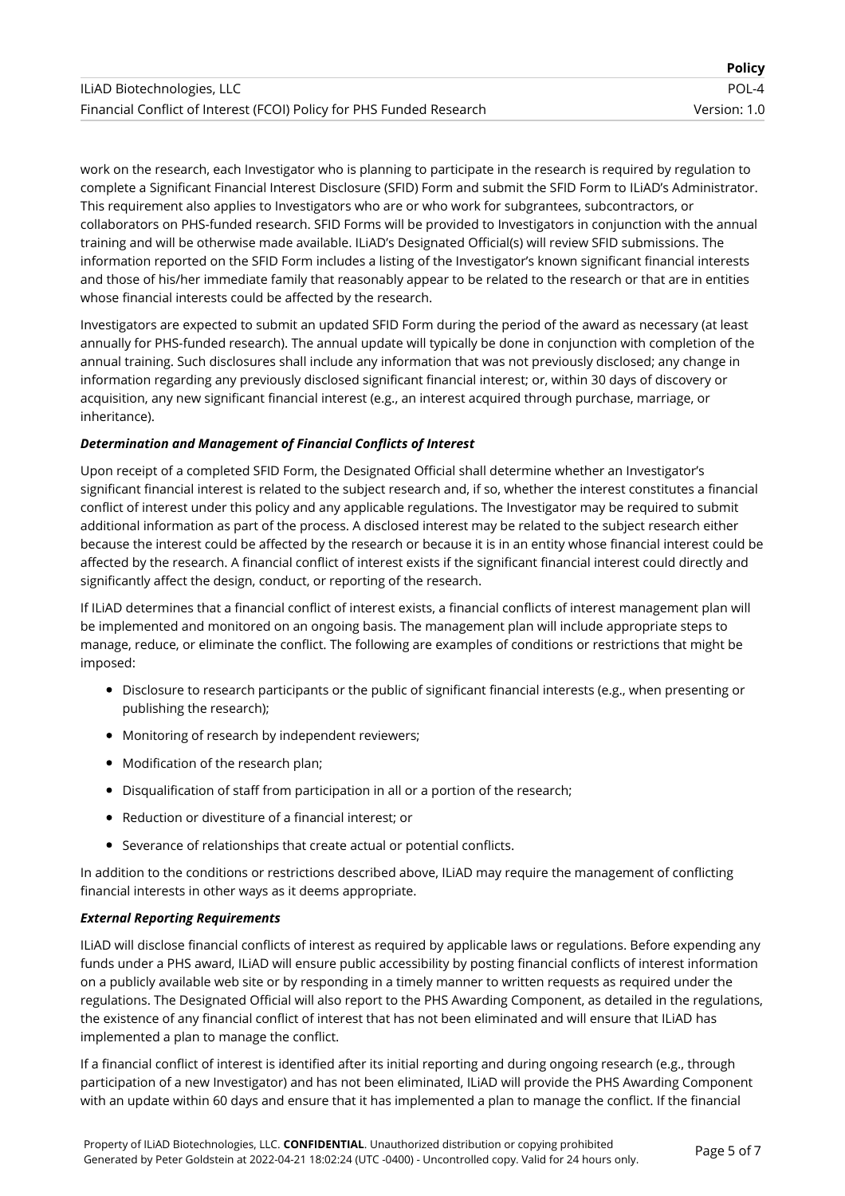work on the research, each Investigator who is planning to participate in the research is required by regulation to complete a Significant Financial Interest Disclosure (SFID) Form and submit the SFID Form to ILiAD's Administrator. This requirement also applies to Investigators who are or who work for subgrantees, subcontractors, or collaborators on PHS-funded research. SFID Forms will be provided to Investigators in conjunction with the annual training and will be otherwise made available. ILiAD's Designated Official(s) will review SFID submissions. The information reported on the SFID Form includes a listing of the Investigator's known significant financial interests and those of his/her immediate family that reasonably appear to be related to the research or that are in entities whose financial interests could be affected by the research.

Investigators are expected to submit an updated SFID Form during the period of the award as necessary (at least annually for PHS-funded research). The annual update will typically be done in conjunction with completion of the annual training. Such disclosures shall include any information that was not previously disclosed; any change in information regarding any previously disclosed significant financial interest; or, within 30 days of discovery or acquisition, any new significant financial interest (e.g., an interest acquired through purchase, marriage, or inheritance).

***Determination and Management of Financial Conflicts of Interest***

Upon receipt of a completed SFID Form, the Designated Official shall determine whether an Investigator's significant financial interest is related to the subject research and, if so, whether the interest constitutes a financial conflict of interest under this policy and any applicable regulations. The Investigator may be required to submit additional information as part of the process. A disclosed interest may be related to the subject research either because the interest could be affected by the research or because it is in an entity whose financial interest could be affected by the research. A financial conflict of interest exists if the significant financial interest could directly and significantly affect the design, conduct, or reporting of the research.

If ILiAD determines that a financial conflict of interest exists, a financial conflicts of interest management plan will be implemented and monitored on an ongoing basis. The management plan will include appropriate steps to manage, reduce, or eliminate the conflict. The following are examples of conditions or restrictions that might be imposed:

- Disclosure to research participants or the public of significant financial interests (e.g., when presenting or publishing the research);
- Monitoring of research by independent reviewers;
- Modification of the research plan;
- Disqualification of staff from participation in all or a portion of the research;
- Reduction or divestiture of a financial interest; or
- Severance of relationships that create actual or potential conflicts.

In addition to the conditions or restrictions described above, ILiAD may require the management of conflicting financial interests in other ways as it deems appropriate.

***External Reporting Requirements***

ILiAD will disclose financial conflicts of interest as required by applicable laws or regulations. Before expending any funds under a PHS award, ILiAD will ensure public accessibility by posting financial conflicts of interest information on a publicly available web site or by responding in a timely manner to written requests as required under the regulations. The Designated Official will also report to the PHS Awarding Component, as detailed in the regulations, the existence of any financial conflict of interest that has not been eliminated and will ensure that ILiAD has implemented a plan to manage the conflict.

If a financial conflict of interest is identified after its initial reporting and during ongoing research (e.g., through participation of a new Investigator) and has not been eliminated, ILiAD will provide the PHS Awarding Component with an update within 60 days and ensure that it has implemented a plan to manage the conflict. If the financial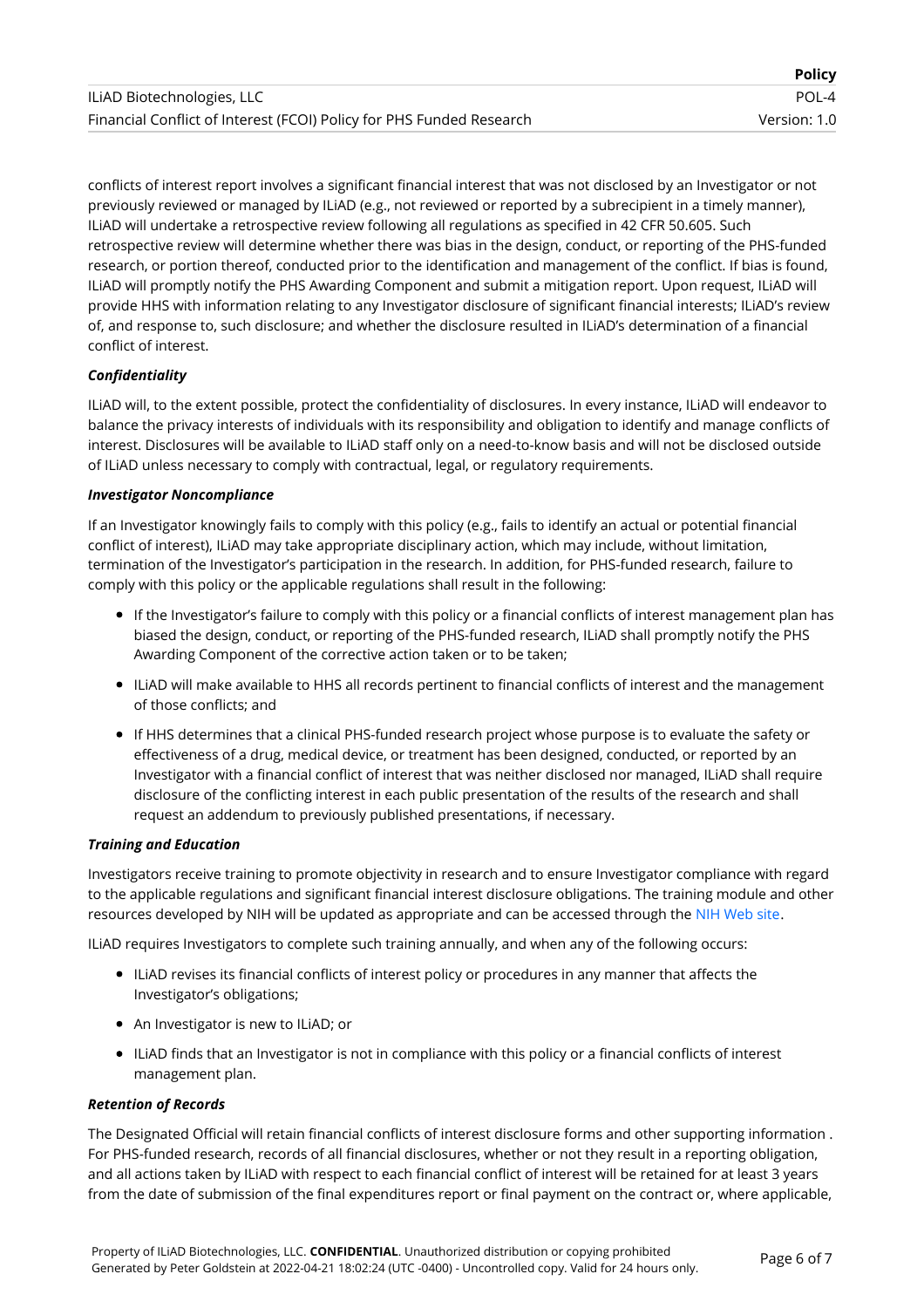conflicts of interest report involves a significant financial interest that was not disclosed by an Investigator or not previously reviewed or managed by ILiAD (e.g., not reviewed or reported by a subrecipient in a timely manner), ILiAD will undertake a retrospective review following all regulations as specified in 42 CFR 50.605. Such retrospective review will determine whether there was bias in the design, conduct, or reporting of the PHS-funded research, or portion thereof, conducted prior to the identification and management of the conflict. If bias is found, ILiAD will promptly notify the PHS Awarding Component and submit a mitigation report. Upon request, ILiAD will provide HHS with information relating to any Investigator disclosure of significant financial interests; ILiAD's review of, and response to, such disclosure; and whether the disclosure resulted in ILiAD's determination of a financial conflict of interest.

***Confidentiality***

ILiAD will, to the extent possible, protect the confidentiality of disclosures. In every instance, ILiAD will endeavor to balance the privacy interests of individuals with its responsibility and obligation to identify and manage conflicts of interest. Disclosures will be available to ILiAD staff only on a need-to-know basis and will not be disclosed outside of ILiAD unless necessary to comply with contractual, legal, or regulatory requirements.

***Investigator Noncompliance***

If an Investigator knowingly fails to comply with this policy (e.g., fails to identify an actual or potential financial conflict of interest), ILiAD may take appropriate disciplinary action, which may include, without limitation, termination of the Investigator's participation in the research. In addition, for PHS-funded research, failure to comply with this policy or the applicable regulations shall result in the following:

- If the Investigator's failure to comply with this policy or a financial conflicts of interest management plan has biased the design, conduct, or reporting of the PHS-funded research, ILiAD shall promptly notify the PHS Awarding Component of the corrective action taken or to be taken;
- ILiAD will make available to HHS all records pertinent to financial conflicts of interest and the management of those conflicts; and
- If HHS determines that a clinical PHS-funded research project whose purpose is to evaluate the safety or effectiveness of a drug, medical device, or treatment has been designed, conducted, or reported by an Investigator with a financial conflict of interest that was neither disclosed nor managed, ILiAD shall require disclosure of the conflicting interest in each public presentation of the results of the research and shall request an addendum to previously published presentations, if necessary.

***Training and Education***

Investigators receive training to promote objectivity in research and to ensure Investigator compliance with regard to the applicable regulations and significant financial interest disclosure obligations. The training module and other resources developed by NIH will be updated as appropriate and can be accessed through the NIH Web site.

ILiAD requires Investigators to complete such training annually, and when any of the following occurs:

- ILiAD revises its financial conflicts of interest policy or procedures in any manner that affects the Investigator's obligations;
- An Investigator is new to ILiAD; or
- ILiAD finds that an Investigator is not in compliance with this policy or a financial conflicts of interest management plan.

***Retention of Records***

The Designated Official will retain financial conflicts of interest disclosure forms and other supporting information . For PHS-funded research, records of all financial disclosures, whether or not they result in a reporting obligation, and all actions taken by ILiAD with respect to each financial conflict of interest will be retained for at least 3 years from the date of submission of the final expenditures report or final payment on the contract or, where applicable,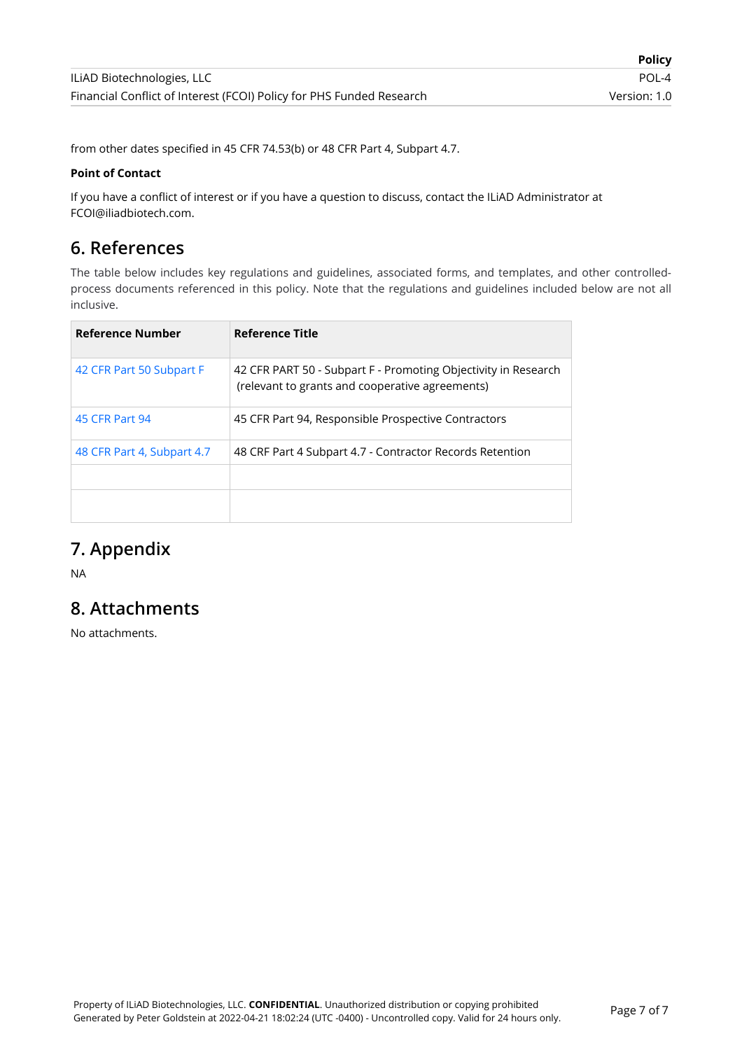from other dates specified in 45 CFR 74.53(b) or 48 CFR Part 4, Subpart 4.7.

**Point of Contact**

If you have a conflict of interest or if you have a question to discuss, contact the ILiAD Administrator at FCOI@iliadbiotech.com.

## 6. References

The table below includes key regulations and guidelines, associated forms, and templates, and other controlled-process documents referenced in this policy. Note that the regulations and guidelines included below are not all inclusive.

| Reference Number | Reference Title |
| --- | --- |
| 42 CFR Part 50 Subpart F | 42 CFR PART 50 - Subpart F - Promoting Objectivity in Research (relevant to grants and cooperative agreements) |
| 45 CFR Part 94 | 45 CFR Part 94, Responsible Prospective Contractors |
| 48 CFR Part 4, Subpart 4.7 | 48 CRF Part 4 Subpart 4.7 - Contractor Records Retention |
| | |
| | |

## 7. Appendix

NA

## 8. Attachments

No attachments.